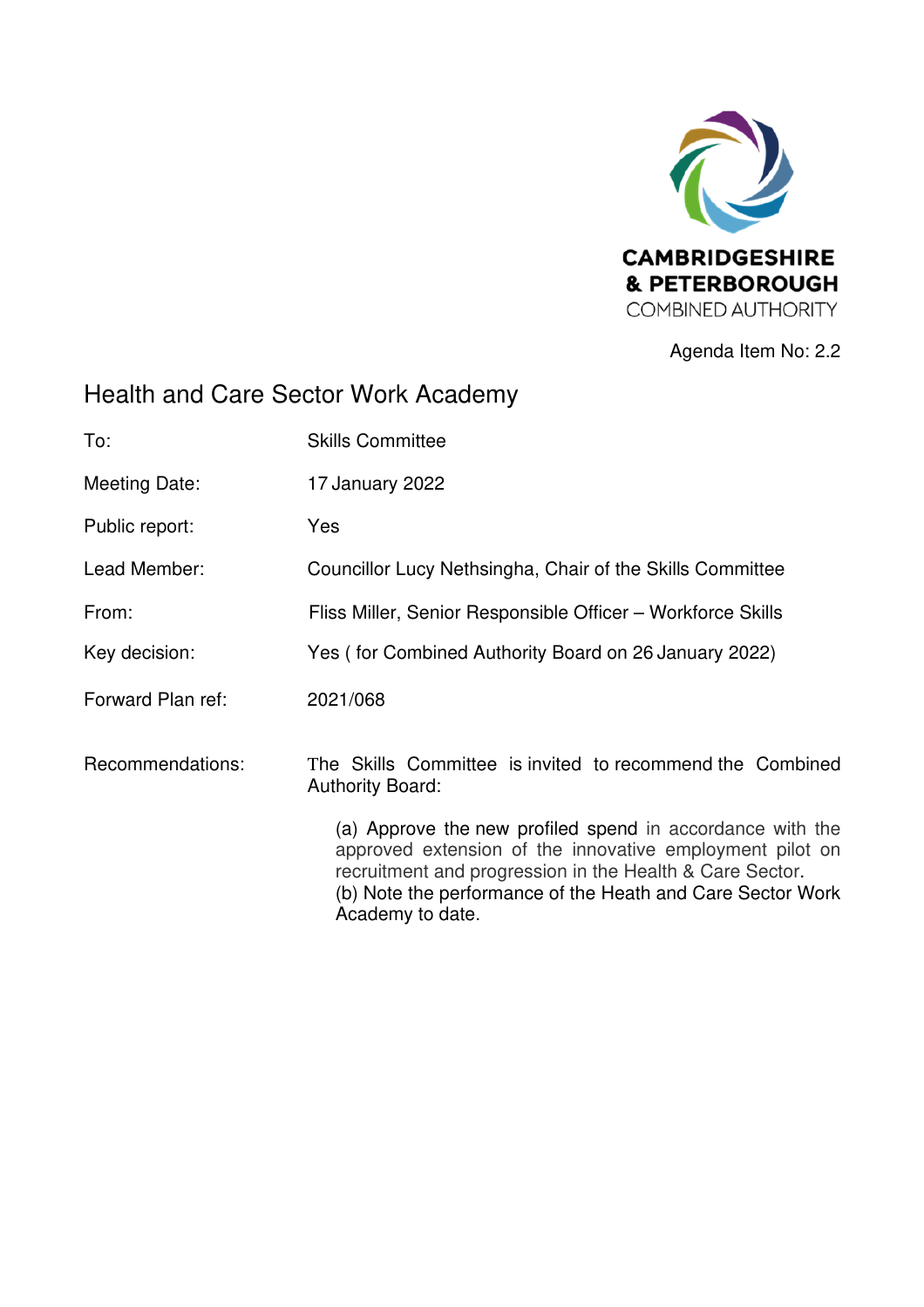CAMBRIDGESHIRE & PETERBOROUGH COMBINED AUTHORITY

Agenda Item No: 2.2

# Health and Care Sector Work Academy

| | |
|---|---|
| To: | Skills Committee |
| Meeting Date: | 17 January 2022 |
| Public report: | Yes |
| Lead Member: | Councillor Lucy Nethsingha, Chair of the Skills Committee |
| From: | Fliss Miller, Senior Responsible Officer – Workforce Skills |
| Key decision: | Yes ( for Combined Authority Board on 26 January 2022) |
| Forward Plan ref: | 2021/068 |

Recommendations: The Skills Committee is invited to recommend the Combined Authority Board:

(a) Approve the new profiled spend in accordance with the approved extension of the innovative employment pilot on recruitment and progression in the Health & Care Sector.
(b) Note the performance of the Heath and Care Sector Work Academy to date.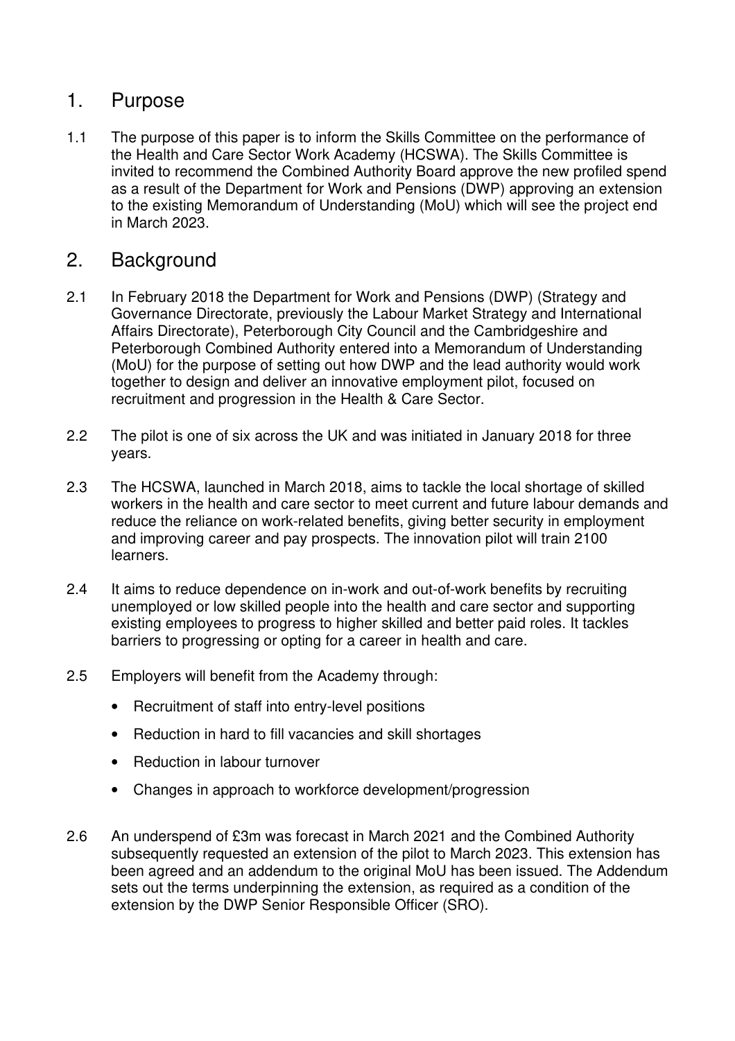## 1. Purpose

1.1 The purpose of this paper is to inform the Skills Committee on the performance of the Health and Care Sector Work Academy (HCSWA). The Skills Committee is invited to recommend the Combined Authority Board approve the new profiled spend as a result of the Department for Work and Pensions (DWP) approving an extension to the existing Memorandum of Understanding (MoU) which will see the project end in March 2023.

## 2. Background

2.1 In February 2018 the Department for Work and Pensions (DWP) (Strategy and Governance Directorate, previously the Labour Market Strategy and International Affairs Directorate), Peterborough City Council and the Cambridgeshire and Peterborough Combined Authority entered into a Memorandum of Understanding (MoU) for the purpose of setting out how DWP and the lead authority would work together to design and deliver an innovative employment pilot, focused on recruitment and progression in the Health & Care Sector.

2.2 The pilot is one of six across the UK and was initiated in January 2018 for three years.

2.3 The HCSWA, launched in March 2018, aims to tackle the local shortage of skilled workers in the health and care sector to meet current and future labour demands and reduce the reliance on work-related benefits, giving better security in employment and improving career and pay prospects. The innovation pilot will train 2100 learners.

2.4 It aims to reduce dependence on in-work and out-of-work benefits by recruiting unemployed or low skilled people into the health and care sector and supporting existing employees to progress to higher skilled and better paid roles. It tackles barriers to progressing or opting for a career in health and care.

2.5 Employers will benefit from the Academy through:

- Recruitment of staff into entry-level positions
- Reduction in hard to fill vacancies and skill shortages
- Reduction in labour turnover
- Changes in approach to workforce development/progression

2.6 An underspend of £3m was forecast in March 2021 and the Combined Authority subsequently requested an extension of the pilot to March 2023. This extension has been agreed and an addendum to the original MoU has been issued. The Addendum sets out the terms underpinning the extension, as required as a condition of the extension by the DWP Senior Responsible Officer (SRO).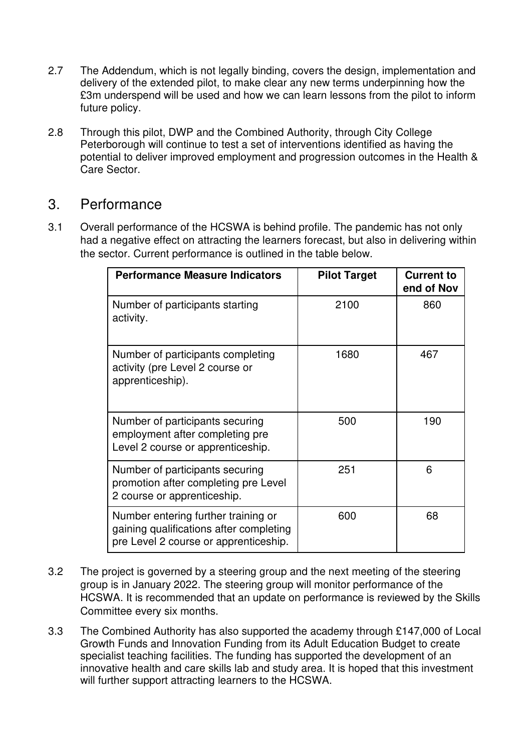2.7 The Addendum, which is not legally binding, covers the design, implementation and delivery of the extended pilot, to make clear any new terms underpinning how the £3m underspend will be used and how we can learn lessons from the pilot to inform future policy.

2.8 Through this pilot, DWP and the Combined Authority, through City College Peterborough will continue to test a set of interventions identified as having the potential to deliver improved employment and progression outcomes in the Health & Care Sector.

## 3. Performance

3.1 Overall performance of the HCSWA is behind profile. The pandemic has not only had a negative effect on attracting the learners forecast, but also in delivering within the sector. Current performance is outlined in the table below.

| Performance Measure Indicators | Pilot Target | Current to end of Nov |
|---|---|---|
| Number of participants starting activity. | 2100 | 860 |
| Number of participants completing activity (pre Level 2 course or apprenticeship). | 1680 | 467 |
| Number of participants securing employment after completing pre Level 2 course or apprenticeship. | 500 | 190 |
| Number of participants securing promotion after completing pre Level 2 course or apprenticeship. | 251 | 6 |
| Number entering further training or gaining qualifications after completing pre Level 2 course or apprenticeship. | 600 | 68 |

3.2 The project is governed by a steering group and the next meeting of the steering group is in January 2022. The steering group will monitor performance of the HCSWA. It is recommended that an update on performance is reviewed by the Skills Committee every six months.

3.3 The Combined Authority has also supported the academy through £147,000 of Local Growth Funds and Innovation Funding from its Adult Education Budget to create specialist teaching facilities. The funding has supported the development of an innovative health and care skills lab and study area. It is hoped that this investment will further support attracting learners to the HCSWA.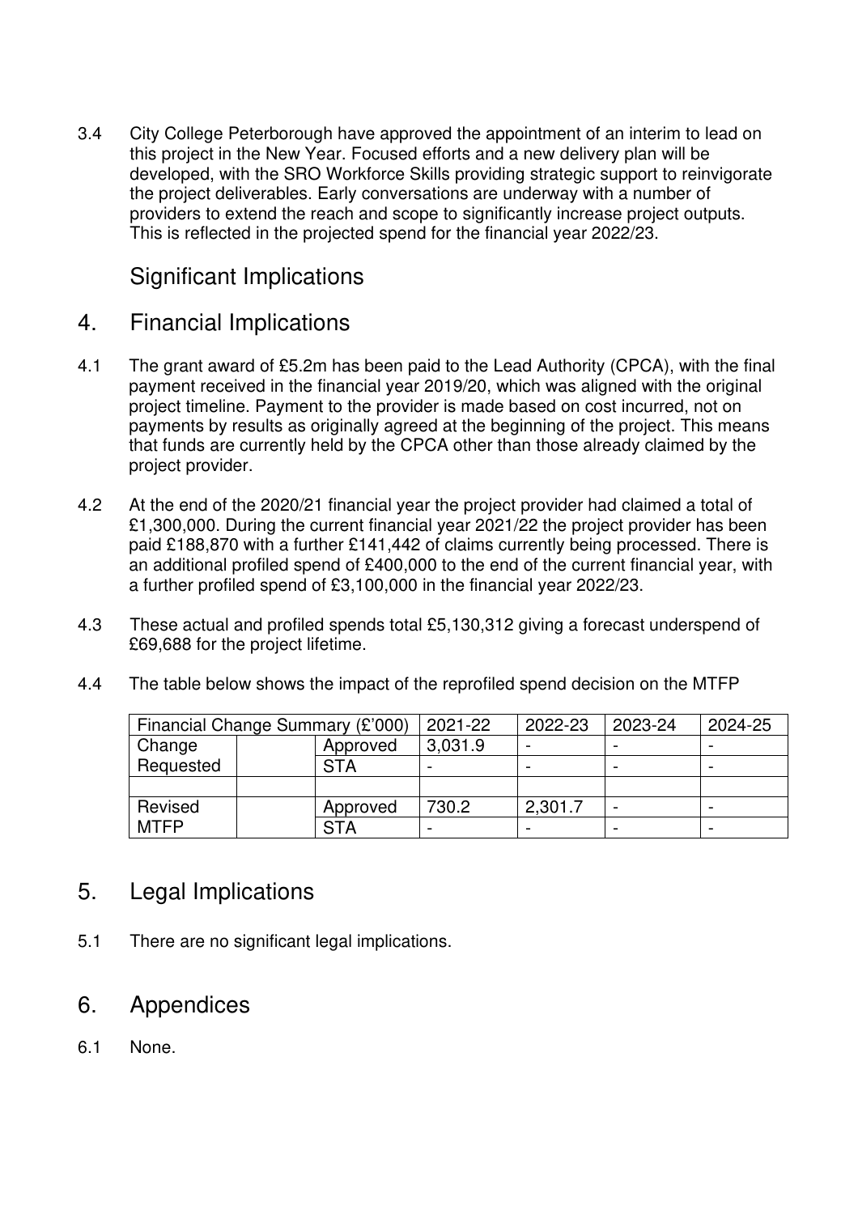3.4 City College Peterborough have approved the appointment of an interim to lead on this project in the New Year. Focused efforts and a new delivery plan will be developed, with the SRO Workforce Skills providing strategic support to reinvigorate the project deliverables. Early conversations are underway with a number of providers to extend the reach and scope to significantly increase project outputs. This is reflected in the projected spend for the financial year 2022/23.

## Significant Implications

## 4. Financial Implications

4.1 The grant award of £5.2m has been paid to the Lead Authority (CPCA), with the final payment received in the financial year 2019/20, which was aligned with the original project timeline. Payment to the provider is made based on cost incurred, not on payments by results as originally agreed at the beginning of the project. This means that funds are currently held by the CPCA other than those already claimed by the project provider.

4.2 At the end of the 2020/21 financial year the project provider had claimed a total of £1,300,000. During the current financial year 2021/22 the project provider has been paid £188,870 with a further £141,442 of claims currently being processed. There is an additional profiled spend of £400,000 to the end of the current financial year, with a further profiled spend of £3,100,000 in the financial year 2022/23.

4.3 These actual and profiled spends total £5,130,312 giving a forecast underspend of £69,688 for the project lifetime.

4.4 The table below shows the impact of the reprofiled spend decision on the MTFP

| Financial Change Summary (£'000) | | | 2021-22 | 2022-23 | 2023-24 | 2024-25 |
|---|---|---|---|---|---|---|
| Change Requested | | Approved | 3,031.9 | - | - | - |
| | | STA | - | - | - | - |
| | | | | | | |
| Revised MTFP | | Approved | 730.2 | 2,301.7 | - | - |
| | | STA | - | - | - | - |

## 5. Legal Implications

5.1 There are no significant legal implications.

## 6. Appendices

6.1 None.